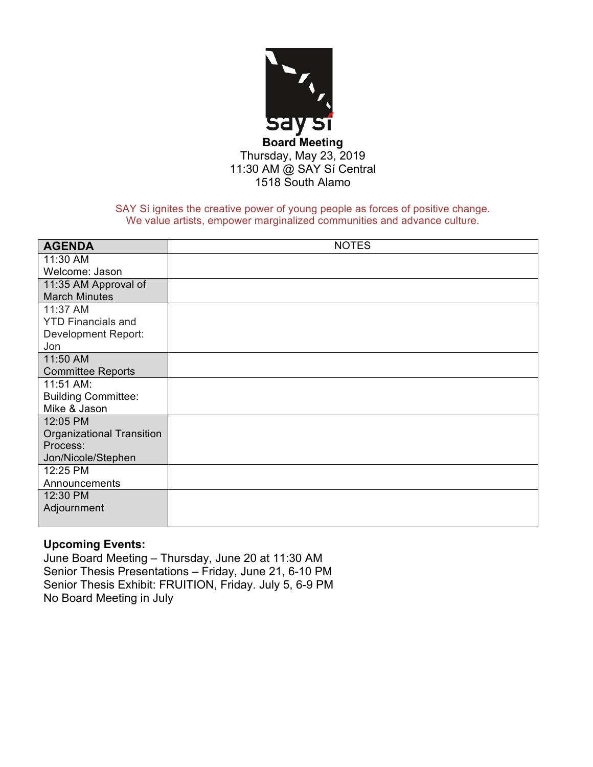say sí

**Board Meeting**
Thursday, May 23, 2019
11:30 AM @ SAY Sí Central
1518 South Alamo

SAY Sí ignites the creative power of young people as forces of positive change.
We value artists, empower marginalized communities and advance culture.

| **AGENDA** | NOTES |
|---|---|
| 11:30 AM<br>Welcome: Jason | |
| 11:35 AM Approval of March Minutes | |
| 11:37 AM<br>YTD Financials and Development Report: Jon | |
| 11:50 AM<br>Committee Reports | |
| 11:51 AM:<br>Building Committee: Mike & Jason | |
| 12:05 PM<br>Organizational Transition Process:<br>Jon/Nicole/Stephen | |
| 12:25 PM<br>Announcements | |
| 12:30 PM<br>Adjournment | |

**Upcoming Events:**
June Board Meeting – Thursday, June 20 at 11:30 AM
Senior Thesis Presentations – Friday, June 21, 6-10 PM
Senior Thesis Exhibit: FRUITION, Friday. July 5, 6-9 PM
No Board Meeting in July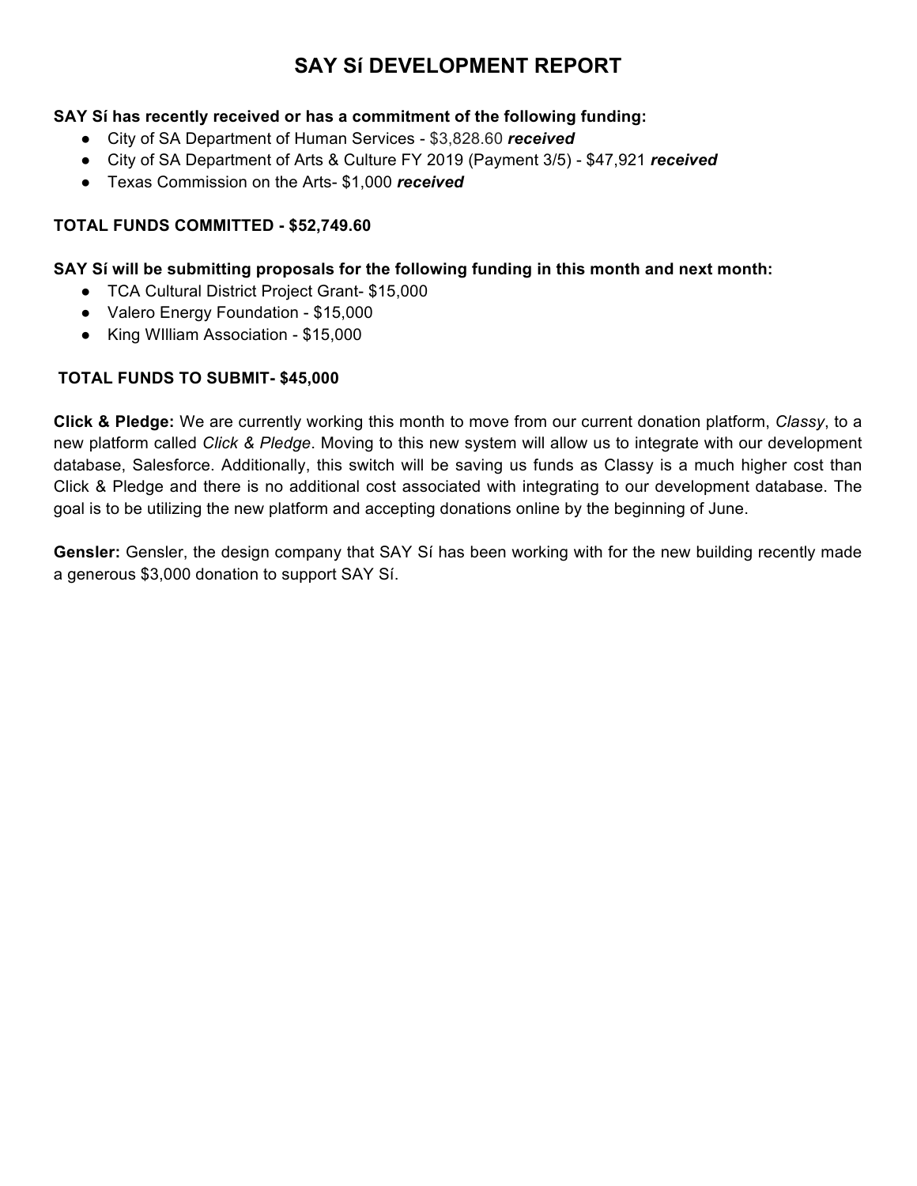# SAY Sí DEVELOPMENT REPORT

**SAY Sí has recently received or has a commitment of the following funding:**

- City of SA Department of Human Services - $3,828.60 ***received***
- City of SA Department of Arts & Culture FY 2019 (Payment 3/5) - $47,921 ***received***
- Texas Commission on the Arts- $1,000 ***received***

**TOTAL FUNDS COMMITTED - $52,749.60**

**SAY Sí will be submitting proposals for the following funding in this month and next month:**

- TCA Cultural District Project Grant- $15,000
- Valero Energy Foundation - $15,000
- King WIlliam Association - $15,000

**TOTAL FUNDS TO SUBMIT- $45,000**

**Click & Pledge:** We are currently working this month to move from our current donation platform, *Classy*, to a new platform called *Click & Pledge*. Moving to this new system will allow us to integrate with our development database, Salesforce. Additionally, this switch will be saving us funds as Classy is a much higher cost than Click & Pledge and there is no additional cost associated with integrating to our development database. The goal is to be utilizing the new platform and accepting donations online by the beginning of June.

**Gensler:** Gensler, the design company that SAY Sí has been working with for the new building recently made a generous $3,000 donation to support SAY Sí.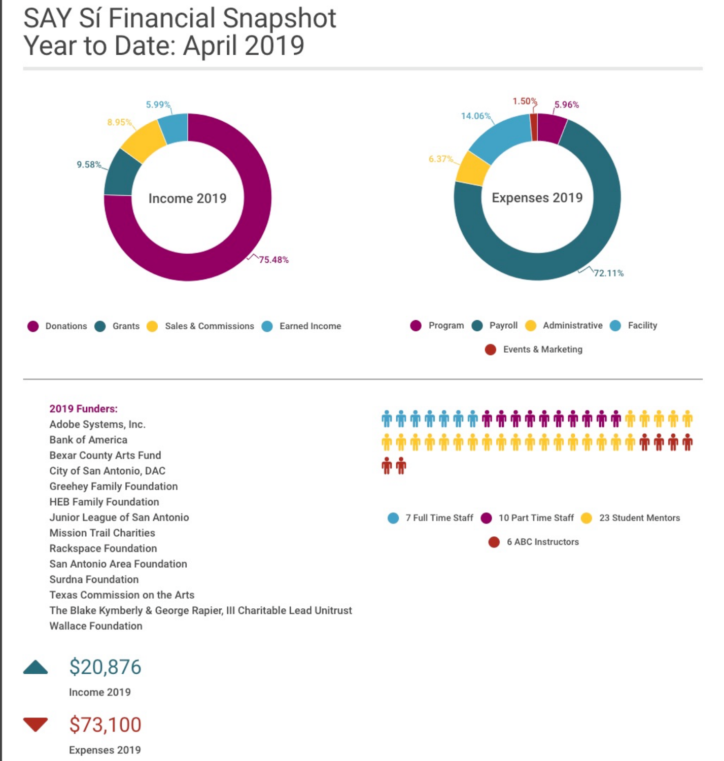# SAY Sí Financial Snapshot Year to Date: April 2019

**Income 2019**

- Donations: 75.48%
- Grants: 9.58%
- Sales & Commissions: 8.95%
- Earned Income: 5.99%

**Expenses 2019**

- Program: 5.96%
- Payroll: 72.11%
- Administrative: 6.37%
- Facility: 14.06%
- Events & Marketing: 1.50%

**2019 Funders:**

Adobe Systems, Inc.
Bank of America
Bexar County Arts Fund
City of San Antonio, DAC
Greehey Family Foundation
HEB Family Foundation
Junior League of San Antonio
Mission Trail Charities
Rackspace Foundation
San Antonio Area Foundation
Surdna Foundation
Texas Commission on the Arts
The Blake Kymberly & George Rapier, III Charitable Lead Unitrust
Wallace Foundation

- 7 Full Time Staff
- 10 Part Time Staff
- 23 Student Mentors
- 6 ABC Instructors

**$20,876**
Income 2019

**$73,100**
Expenses 2019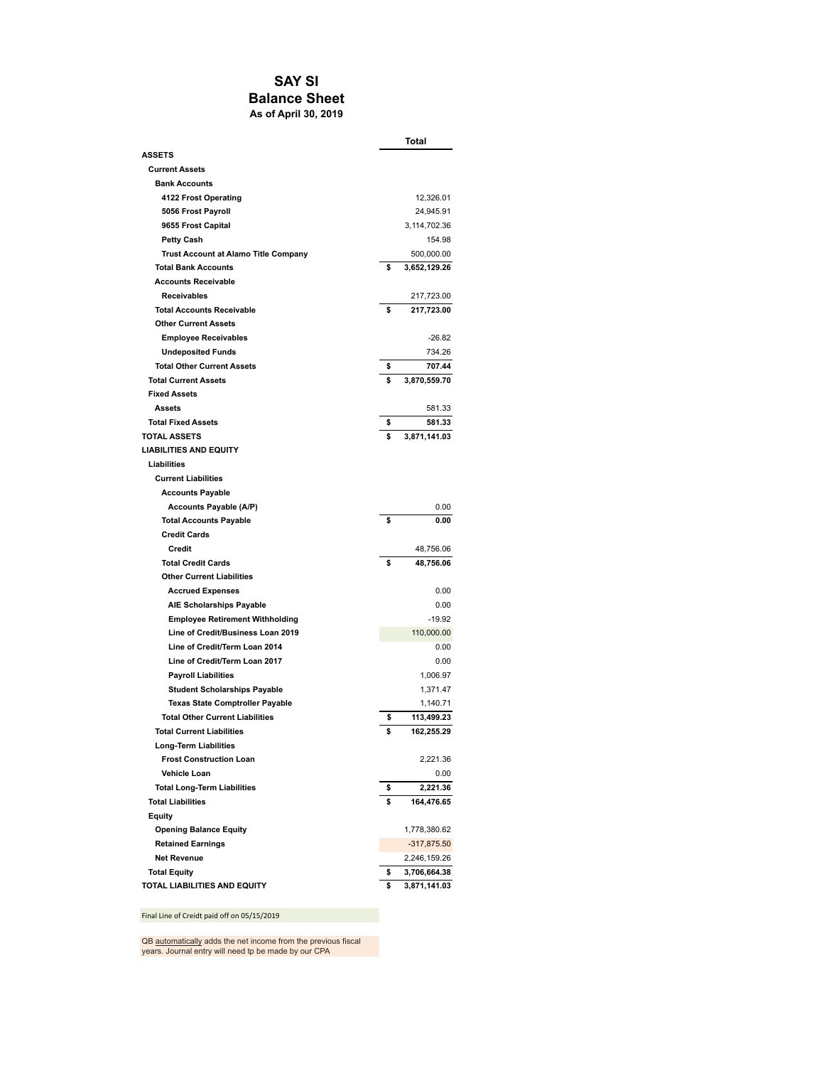# SAY SI

## Balance Sheet

### As of April 30, 2019

| | Total |
|---|---|
| **ASSETS** | |
| **Current Assets** | |
| **Bank Accounts** | |
| **4122 Frost Operating** | 12,326.01 |
| **5056 Frost Payroll** | 24,945.91 |
| **9655 Frost Capital** | 3,114,702.36 |
| **Petty Cash** | 154.98 |
| **Trust Account at Alamo Title Company** | 500,000.00 |
| **Total Bank Accounts** | **$ 3,652,129.26** |
| **Accounts Receivable** | |
| **Receivables** | 217,723.00 |
| **Total Accounts Receivable** | **$ 217,723.00** |
| **Other Current Assets** | |
| **Employee Receivables** | -26.82 |
| **Undeposited Funds** | 734.26 |
| **Total Other Current Assets** | **$ 707.44** |
| **Total Current Assets** | **$ 3,870,559.70** |
| **Fixed Assets** | |
| **Assets** | 581.33 |
| **Total Fixed Assets** | **$ 581.33** |
| **TOTAL ASSETS** | **$ 3,871,141.03** |
| **LIABILITIES AND EQUITY** | |
| **Liabilities** | |
| **Current Liabilities** | |
| **Accounts Payable** | |
| **Accounts Payable (A/P)** | 0.00 |
| **Total Accounts Payable** | **$ 0.00** |
| **Credit Cards** | |
| **Credit** | 48,756.06 |
| **Total Credit Cards** | **$ 48,756.06** |
| **Other Current Liabilities** | |
| **Accrued Expenses** | 0.00 |
| **AIE Scholarships Payable** | 0.00 |
| **Employee Retirement Withholding** | -19.92 |
| **Line of Credit/Business Loan 2019** | 110,000.00 |
| **Line of Credit/Term Loan 2014** | 0.00 |
| **Line of Credit/Term Loan 2017** | 0.00 |
| **Payroll Liabilities** | 1,006.97 |
| **Student Scholarships Payable** | 1,371.47 |
| **Texas State Comptroller Payable** | 1,140.71 |
| **Total Other Current Liabilities** | **$ 113,499.23** |
| **Total Current Liabilities** | **$ 162,255.29** |
| **Long-Term Liabilities** | |
| **Frost Construction Loan** | 2,221.36 |
| **Vehicle Loan** | 0.00 |
| **Total Long-Term Liabilities** | **$ 2,221.36** |
| **Total Liabilities** | **$ 164,476.65** |
| **Equity** | |
| **Opening Balance Equity** | 1,778,380.62 |
| **Retained Earnings** | -317,875.50 |
| **Net Revenue** | 2,246,159.26 |
| **Total Equity** | **$ 3,706,664.38** |
| **TOTAL LIABILITIES AND EQUITY** | **$ 3,871,141.03** |

Final Line of Creidt paid off on 05/15/2019

QB automatically adds the net income from the previous fiscal years. Journal entry will need tp be made by our CPA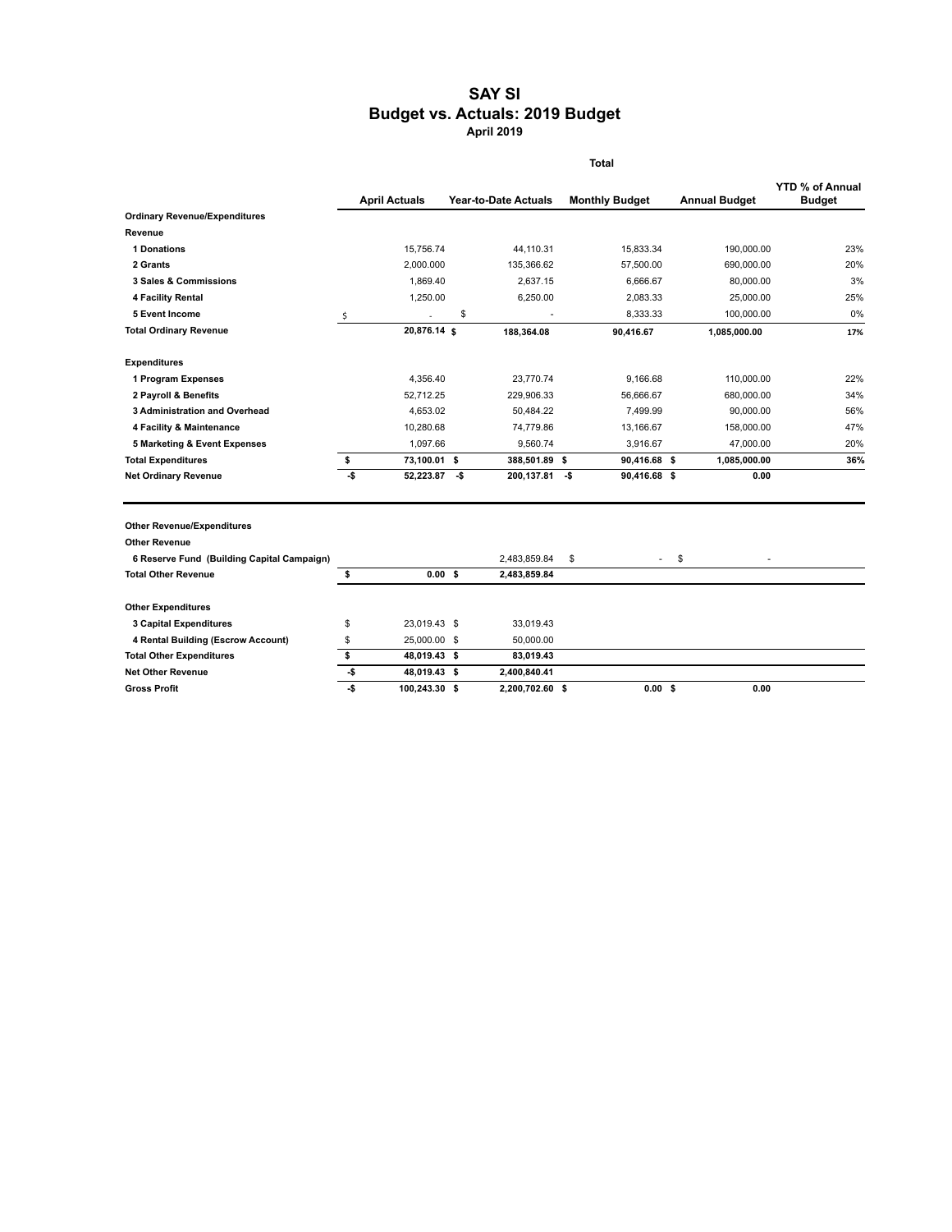# SAY SI
## Budget vs. Actuals: 2019 Budget
### April 2019

| | Total | | | | |
|---|---|---|---|---|---|
| | **April Actuals** | **Year-to-Date Actuals** | **Monthly Budget** | **Annual Budget** | **YTD % of Annual Budget** |
| **Ordinary Revenue/Expenditures** | | | | | |
| **Revenue** | | | | | |
| **1 Donations** | 15,756.74 | 44,110.31 | 15,833.34 | 190,000.00 | 23% |
| **2 Grants** | 2,000.000 | 135,366.62 | 57,500.00 | 690,000.00 | 20% |
| **3 Sales & Commissions** | 1,869.40 | 2,637.15 | 6,666.67 | 80,000.00 | 3% |
| **4 Facility Rental** | 1,250.00 | 6,250.00 | 2,083.33 | 25,000.00 | 25% |
| **5 Event Income** | $ - | $ - | 8,333.33 | 100,000.00 | 0% |
| **Total Ordinary Revenue** | **20,876.14 $** | **188,364.08** | **90,416.67** | **1,085,000.00** | **17%** |
| **Expenditures** | | | | | |
| **1 Program Expenses** | 4,356.40 | 23,770.74 | 9,166.68 | 110,000.00 | 22% |
| **2 Payroll & Benefits** | 52,712.25 | 229,906.33 | 56,666.67 | 680,000.00 | 34% |
| **3 Administration and Overhead** | 4,653.02 | 50,484.22 | 7,499.99 | 90,000.00 | 56% |
| **4 Facility & Maintenance** | 10,280.68 | 74,779.86 | 13,166.67 | 158,000.00 | 47% |
| **5 Marketing & Event Expenses** | 1,097.66 | 9,560.74 | 3,916.67 | 47,000.00 | 20% |
| **Total Expenditures** | **$ 73,100.01** | **$ 388,501.89** | **$ 90,416.68** | **$ 1,085,000.00** | **36%** |
| **Net Ordinary Revenue** | **-$ 52,223.87** | **-$ 200,137.81** | **-$ 90,416.68** | **$ 0.00** | |
| **Other Revenue/Expenditures** | | | | | |
| **Other Revenue** | | | | | |
| **6 Reserve Fund (Building Capital Campaign)** | | 2,483,859.84 | $ - | $ - | |
| **Total Other Revenue** | **$ 0.00** | **$ 2,483,859.84** | | | |
| **Other Expenditures** | | | | | |
| **3 Capital Expenditures** | $ 23,019.43 | $ 33,019.43 | | | |
| **4 Rental Building (Escrow Account)** | $ 25,000.00 | $ 50,000.00 | | | |
| **Total Other Expenditures** | **$ 48,019.43** | **$ 83,019.43** | | | |
| **Net Other Revenue** | **-$ 48,019.43** | **$ 2,400,840.41** | | | |
| **Gross Profit** | **-$ 100,243.30** | **$ 2,200,702.60** | **$ 0.00** | **$ 0.00** | |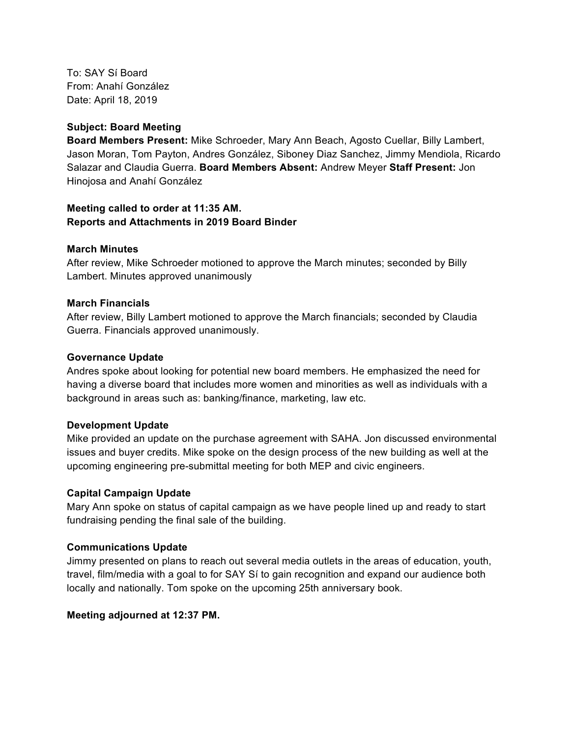To: SAY Sí Board
From: Anahí González
Date: April 18, 2019

**Subject: Board Meeting**
**Board Members Present:** Mike Schroeder, Mary Ann Beach, Agosto Cuellar, Billy Lambert, Jason Moran, Tom Payton, Andres González, Siboney Diaz Sanchez, Jimmy Mendiola, Ricardo Salazar and Claudia Guerra. **Board Members Absent:** Andrew Meyer **Staff Present:** Jon Hinojosa and Anahí González

**Meeting called to order at 11:35 AM.**
**Reports and Attachments in 2019 Board Binder**

**March Minutes**
After review, Mike Schroeder motioned to approve the March minutes; seconded by Billy Lambert. Minutes approved unanimously

**March Financials**
After review, Billy Lambert motioned to approve the March financials; seconded by Claudia Guerra. Financials approved unanimously.

**Governance Update**
Andres spoke about looking for potential new board members. He emphasized the need for having a diverse board that includes more women and minorities as well as individuals with a background in areas such as: banking/finance, marketing, law etc.

**Development Update**
Mike provided an update on the purchase agreement with SAHA. Jon discussed environmental issues and buyer credits. Mike spoke on the design process of the new building as well at the upcoming engineering pre-submittal meeting for both MEP and civic engineers.

**Capital Campaign Update**
Mary Ann spoke on status of capital campaign as we have people lined up and ready to start fundraising pending the final sale of the building.

**Communications Update**
Jimmy presented on plans to reach out several media outlets in the areas of education, youth, travel, film/media with a goal to for SAY Sí to gain recognition and expand our audience both locally and nationally. Tom spoke on the upcoming 25th anniversary book.

**Meeting adjourned at 12:37 PM.**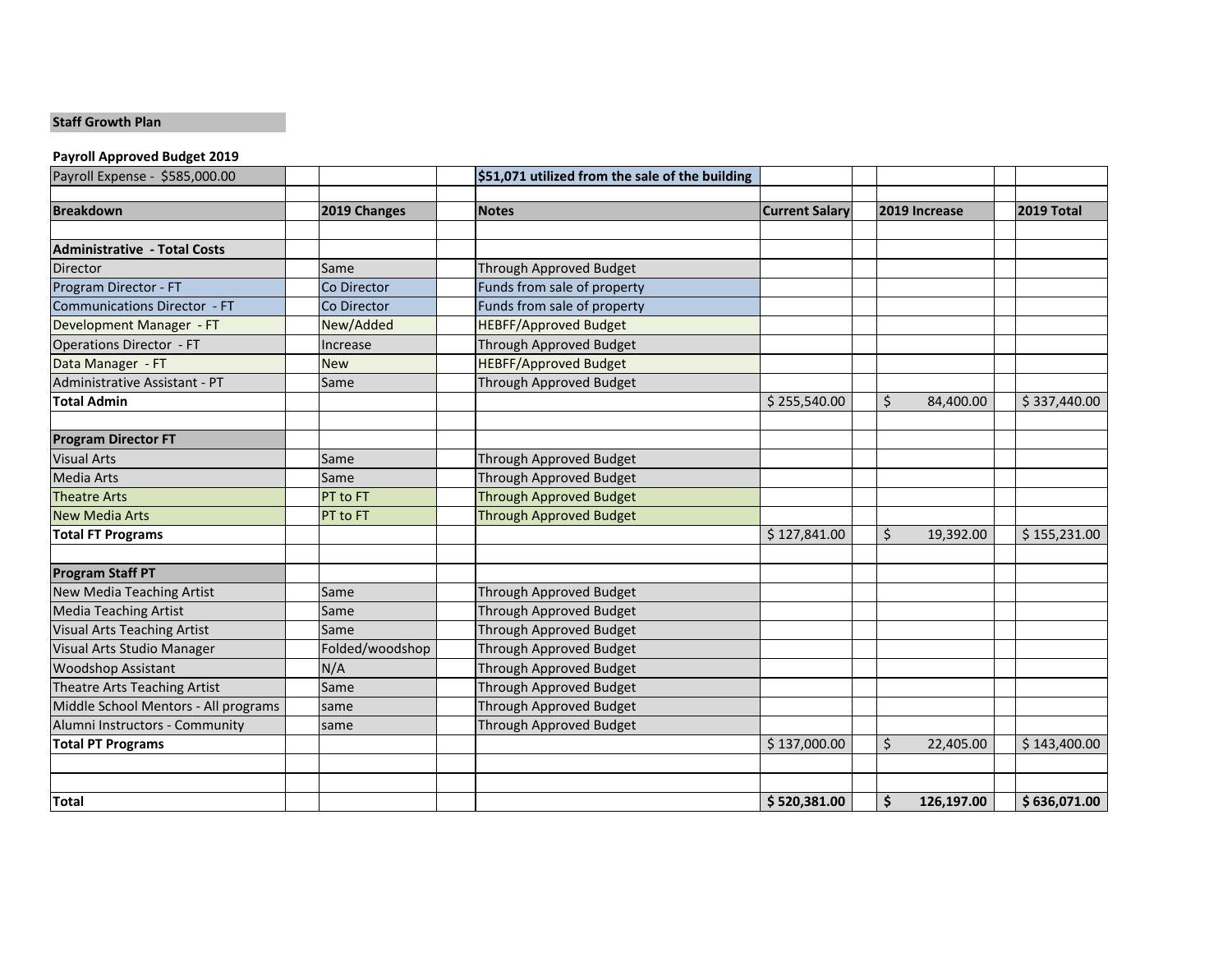**Staff Growth Plan**

**Payroll Approved Budget 2019**

| Payroll Expense - $585,000.00 | | | **$51,071 utilized from the sale of the building** | | | |
|---|---|---|---|---|---|---|
| | | | | | | |
| **Breakdown** | **2019 Changes** | | **Notes** | **Current Salary** | **2019 Increase** | **2019 Total** |
| | | | | | | |
| **Administrative - Total Costs** | | | | | | |
| Director | Same | | Through Approved Budget | | | |
| Program Director - FT | Co Director | | Funds from sale of property | | | |
| Communications Director - FT | Co Director | | Funds from sale of property | | | |
| Development Manager - FT | New/Added | | HEBFF/Approved Budget | | | |
| Operations Director - FT | Increase | | Through Approved Budget | | | |
| Data Manager - FT | New | | HEBFF/Approved Budget | | | |
| Administrative Assistant - PT | Same | | Through Approved Budget | | | |
| **Total Admin** | | | | $ 255,540.00 | $ 84,400.00 | $ 337,440.00 |
| | | | | | | |
| **Program Director FT** | | | | | | |
| Visual Arts | Same | | Through Approved Budget | | | |
| Media Arts | Same | | Through Approved Budget | | | |
| Theatre Arts | PT to FT | | Through Approved Budget | | | |
| New Media Arts | PT to FT | | Through Approved Budget | | | |
| **Total FT Programs** | | | | $ 127,841.00 | $ 19,392.00 | $ 155,231.00 |
| | | | | | | |
| **Program Staff PT** | | | | | | |
| New Media Teaching Artist | Same | | Through Approved Budget | | | |
| Media Teaching Artist | Same | | Through Approved Budget | | | |
| Visual Arts Teaching Artist | Same | | Through Approved Budget | | | |
| Visual Arts Studio Manager | Folded/woodshop | | Through Approved Budget | | | |
| Woodshop Assistant | N/A | | Through Approved Budget | | | |
| Theatre Arts Teaching Artist | Same | | Through Approved Budget | | | |
| Middle School Mentors - All programs | same | | Through Approved Budget | | | |
| Alumni Instructors - Community | same | | Through Approved Budget | | | |
| **Total PT Programs** | | | | $ 137,000.00 | $ 22,405.00 | $ 143,400.00 |
| | | | | | | |
| | | | | | | |
| **Total** | | | | **$ 520,381.00** | **$ 126,197.00** | **$ 636,071.00** |